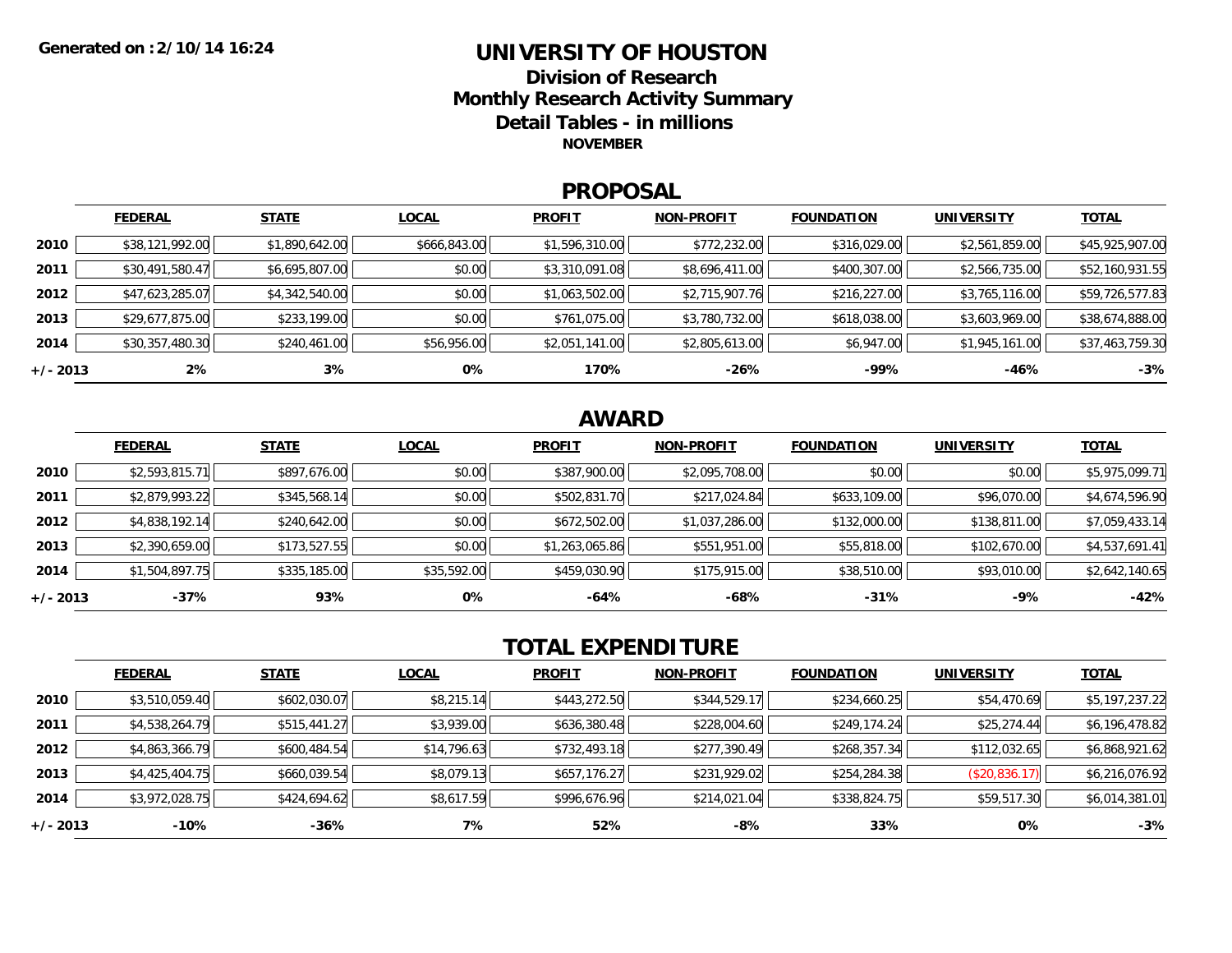Generated on : 2/10/14 16:24

# UNIVERSITY OF HOUSTON

## Division of Research

## Monthly Research Activity Summary

## Detail Tables - in millions

**NOVEMBER**

## PROPOSAL

| | FEDERAL | STATE | LOCAL | PROFIT | NON-PROFIT | FOUNDATION | UNIVERSITY | TOTAL |
|---|---|---|---|---|---|---|---|---|
| **2010** | $38,121,992.00 | $1,890,642.00 | $666,843.00 | $1,596,310.00 | $772,232.00 | $316,029.00 | $2,561,859.00 | $45,925,907.00 |
| **2011** | $30,491,580.47 | $6,695,807.00 | $0.00 | $3,310,091.08 | $8,696,411.00 | $400,307.00 | $2,566,735.00 | $52,160,931.55 |
| **2012** | $47,623,285.07 | $4,342,540.00 | $0.00 | $1,063,502.00 | $2,715,907.76 | $216,227.00 | $3,765,116.00 | $59,726,577.83 |
| **2013** | $29,677,875.00 | $233,199.00 | $0.00 | $761,075.00 | $3,780,732.00 | $618,038.00 | $3,603,969.00 | $38,674,888.00 |
| **2014** | $30,357,480.30 | $240,461.00 | $56,956.00 | $2,051,141.00 | $2,805,613.00 | $6,947.00 | $1,945,161.00 | $37,463,759.30 |
| **+/- 2013** | **2%** | **3%** | **0%** | **170%** | **-26%** | **-99%** | **-46%** | **-3%** |

## AWARD

| | FEDERAL | STATE | LOCAL | PROFIT | NON-PROFIT | FOUNDATION | UNIVERSITY | TOTAL |
|---|---|---|---|---|---|---|---|---|
| **2010** | $2,593,815.71 | $897,676.00 | $0.00 | $387,900.00 | $2,095,708.00 | $0.00 | $0.00 | $5,975,099.71 |
| **2011** | $2,879,993.22 | $345,568.14 | $0.00 | $502,831.70 | $217,024.84 | $633,109.00 | $96,070.00 | $4,674,596.90 |
| **2012** | $4,838,192.14 | $240,642.00 | $0.00 | $672,502.00 | $1,037,286.00 | $132,000.00 | $138,811.00 | $7,059,433.14 |
| **2013** | $2,390,659.00 | $173,527.55 | $0.00 | $1,263,065.86 | $551,951.00 | $55,818.00 | $102,670.00 | $4,537,691.41 |
| **2014** | $1,504,897.75 | $335,185.00 | $35,592.00 | $459,030.90 | $175,915.00 | $38,510.00 | $93,010.00 | $2,642,140.65 |
| **+/- 2013** | **-37%** | **93%** | **0%** | **-64%** | **-68%** | **-31%** | **-9%** | **-42%** |

## TOTAL EXPENDITURE

| | FEDERAL | STATE | LOCAL | PROFIT | NON-PROFIT | FOUNDATION | UNIVERSITY | TOTAL |
|---|---|---|---|---|---|---|---|---|
| **2010** | $3,510,059.40 | $602,030.07 | $8,215.14 | $443,272.50 | $344,529.17 | $234,660.25 | $54,470.69 | $5,197,237.22 |
| **2011** | $4,538,264.79 | $515,441.27 | $3,939.00 | $636,380.48 | $228,004.60 | $249,174.24 | $25,274.44 | $6,196,478.82 |
| **2012** | $4,863,366.79 | $600,484.54 | $14,796.63 | $732,493.18 | $277,390.49 | $268,357.34 | $112,032.65 | $6,868,921.62 |
| **2013** | $4,425,404.75 | $660,039.54 | $8,079.13 | $657,176.27 | $231,929.02 | $254,284.38 | ($20,836.17) | $6,216,076.92 |
| **2014** | $3,972,028.75 | $424,694.62 | $8,617.59 | $996,676.96 | $214,021.04 | $338,824.75 | $59,517.30 | $6,014,381.01 |
| **+/- 2013** | **-10%** | **-36%** | **7%** | **52%** | **-8%** | **33%** | **0%** | **-3%** |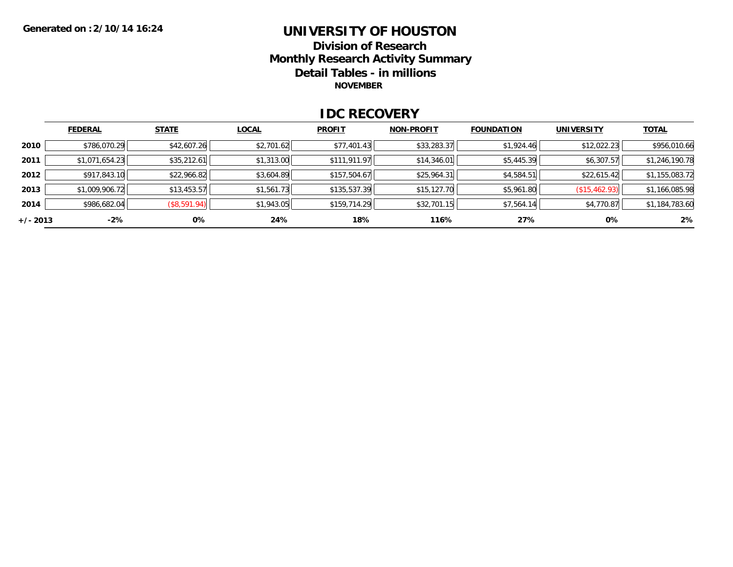**Generated on :2/10/14 16:24**

# UNIVERSITY OF HOUSTON

## Division of Research

## Monthly Research Activity Summary

## Detail Tables - in millions

**NOVEMBER**

## IDC RECOVERY

| | FEDERAL | STATE | LOCAL | PROFIT | NON-PROFIT | FOUNDATION | UNIVERSITY | TOTAL |
|---|---|---|---|---|---|---|---|---|
| **2010** | $786,070.29 | $42,607.26 | $2,701.62 | $77,401.43 | $33,283.37 | $1,924.46 | $12,022.23 | $956,010.66 |
| **2011** | $1,071,654.23 | $35,212.61 | $1,313.00 | $111,911.97 | $14,346.01 | $5,445.39 | $6,307.57 | $1,246,190.78 |
| **2012** | $917,843.10 | $22,966.82 | $3,604.89 | $157,504.67 | $25,964.31 | $4,584.51 | $22,615.42 | $1,155,083.72 |
| **2013** | $1,009,906.72 | $13,453.57 | $1,561.73 | $135,537.39 | $15,127.70 | $5,961.80 | ($15,462.93) | $1,166,085.98 |
| **2014** | $986,682.04 | ($8,591.94) | $1,943.05 | $159,714.29 | $32,701.15 | $7,564.14 | $4,770.87 | $1,184,783.60 |
| **+/- 2013** | **-2%** | **0%** | **24%** | **18%** | **116%** | **27%** | **0%** | **2%** |